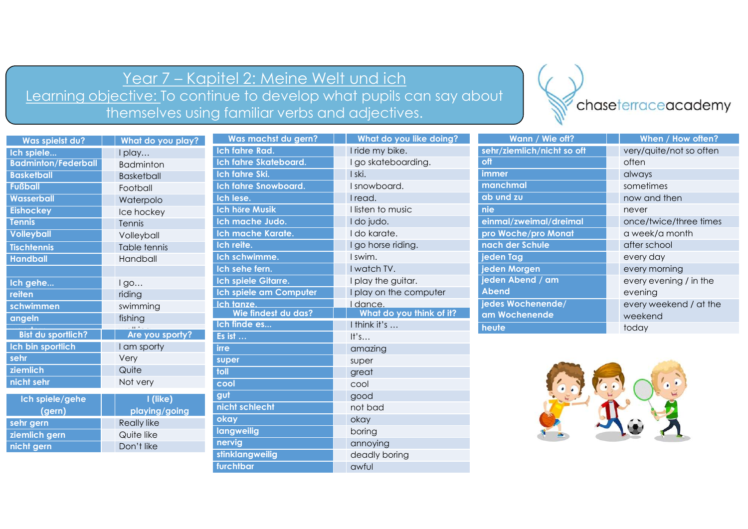# Year 7 – Kapitel 2: Meine Welt und ich

Learning objective: To continue to develop what pupils can say about themselves using familiar verbs and adjectives.

chaseterraceacademy

| Was spielst du? | What do you play? |
|---|---|
| Ich spiele… | I play… |
| Badminton/Federball | Badminton |
| Basketball | Basketball |
| Fußball | Football |
| Wasserball | Waterpolo |
| Eishockey | Ice hockey |
| Tennis | Tennis |
| Volleyball | Volleyball |
| Tischtennis | Table tennis |
| Handball | Handball |
| | |
| Ich gehe… | I go… |
| reiten | riding |
| schwimmen | swimming |
| angeln | fishing |

| Bist du sportlich? | Are you sporty? |
|---|---|
| Ich bin sportlich | I am sporty |
| sehr | Very |
| ziemlich | Quite |
| nicht sehr | Not very |

| Ich spiele/gehe (gern) | I (like) playing/going |
|---|---|
| sehr gern | Really like |
| ziemlich gern | Quite like |
| nicht gern | Don't like |

| Was machst du gern? | What do you like doing? |
|---|---|
| Ich fahre Rad. | I ride my bike. |
| Ich fahre Skateboard. | I go skateboarding. |
| Ich fahre Ski. | I ski. |
| Ich fahre Snowboard. | I snowboard. |
| Ich lese. | I read. |
| Ich höre Musik | I listen to music |
| Ich mache Judo. | I do judo. |
| Ich mache Karate. | I do karate. |
| Ich reite. | I go horse riding. |
| Ich schwimme. | I swim. |
| Ich sehe fern. | I watch TV. |
| Ich spiele Gitarre. | I play the guitar. |
| Ich spiele am Computer | I play on the computer |
| Ich tanze. | I dance. |

| Wie findest du das? | What do you think of it? |
|---|---|
| Ich finde es… | I think it's … |
| Es ist … | It's… |
| irre | amazing |
| super | super |
| toll | great |
| cool | cool |
| gut | good |
| nicht schlecht | not bad |
| okay | okay |
| langweilig | boring |
| nervig | annoying |
| stinklangweilig | deadly boring |
| furchtbar | awful |

| Wann / Wie oft? | When / How often? |
|---|---|
| sehr/ziemlich/nicht so oft | very/quite/not so often |
| oft | often |
| immer | always |
| manchmal | sometimes |
| ab und zu | now and then |
| nie | never |
| einmal/zweimal/dreimal | once/twice/three times |
| pro Woche/pro Monat | a week/a month |
| nach der Schule | after school |
| jeden Tag | every day |
| jeden Morgen | every morning |
| jeden Abend / am Abend | every evening / in the evening |
| jedes Wochenende/ am Wochenende | every weekend / at the weekend |
| heute | today |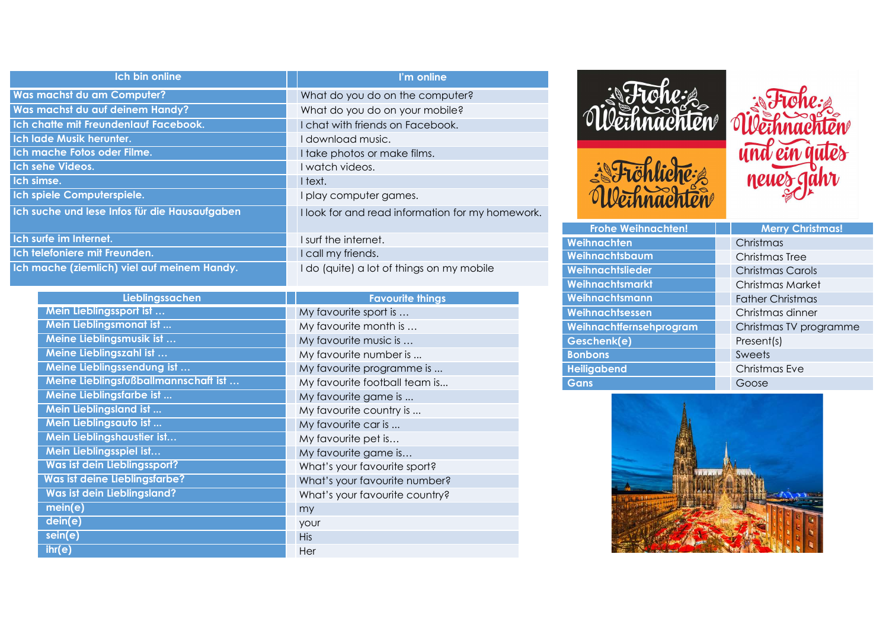| Ich bin online | I'm online |
| --- | --- |
| Was machst du am Computer? | What do you do on the computer? |
| Was machst du auf deinem Handy? | What do you do on your mobile? |
| Ich chatte mit Freundenlauf Facebook. | I chat with friends on Facebook. |
| Ich lade Musik herunter. | I download music. |
| Ich mache Fotos oder Filme. | I take photos or make films. |
| Ich sehe Videos. | I watch videos. |
| Ich simse. | I text. |
| Ich spiele Computerspiele. | I play computer games. |
| Ich suche und lese Infos für die Hausaufgaben | I look for and read information for my homework. |
| Ich surfe im Internet. | I surf the internet. |
| Ich telefoniere mit Freunden. | I call my friends. |
| Ich mache (ziemlich) viel auf meinem Handy. | I do (quite) a lot of things on my mobile |

| Lieblingssachen | Favourite things |
| --- | --- |
| Mein Lieblingssport ist … | My favourite sport is … |
| Mein Lieblingsmonat ist ... | My favourite month is … |
| Meine Lieblingsmusik ist … | My favourite music is … |
| Meine Lieblingszahl ist … | My favourite number is ... |
| Meine Lieblingssendung ist … | My favourite programme is ... |
| Meine Lieblingsfußballmannschaft ist … | My favourite football team is... |
| Meine Lieblingsfarbe ist ... | My favourite game is ... |
| Mein Lieblingsland ist ... | My favourite country is ... |
| Mein Lieblingsauto ist ... | My favourite car is ... |
| Mein Lieblingshaustier ist… | My favourite pet is… |
| Mein Lieblingsspiel ist… | My favourite game is… |
| Was ist dein Lieblingssport? | What's your favourite sport? |
| Was ist deine Lieblingsfarbe? | What's your favourite number? |
| Was ist dein Lieblingsland? | What's your favourite country? |
| mein(e) | my |
| dein(e) | your |
| sein(e) | His |
| ihr(e) | Her |

Frohe Weihnachten

Fröhliche Weihnachten

Frohe Weihnachten und ein gutes neues Jahr

| Frohe Weihnachten! | Merry Christmas! |
| --- | --- |
| Weihnachten | Christmas |
| Weihnachtsbaum | Christmas Tree |
| Weihnachtslieder | Christmas Carols |
| Weihnachtsmarkt | Christmas Market |
| Weihnachtsmann | Father Christmas |
| Weihnachtsessen | Christmas dinner |
| Weihnachtfernsehprogram | Christmas TV programme |
| Geschenk(e) | Present(s) |
| Bonbons | Sweets |
| Heiligabend | Christmas Eve |
| Gans | Goose |